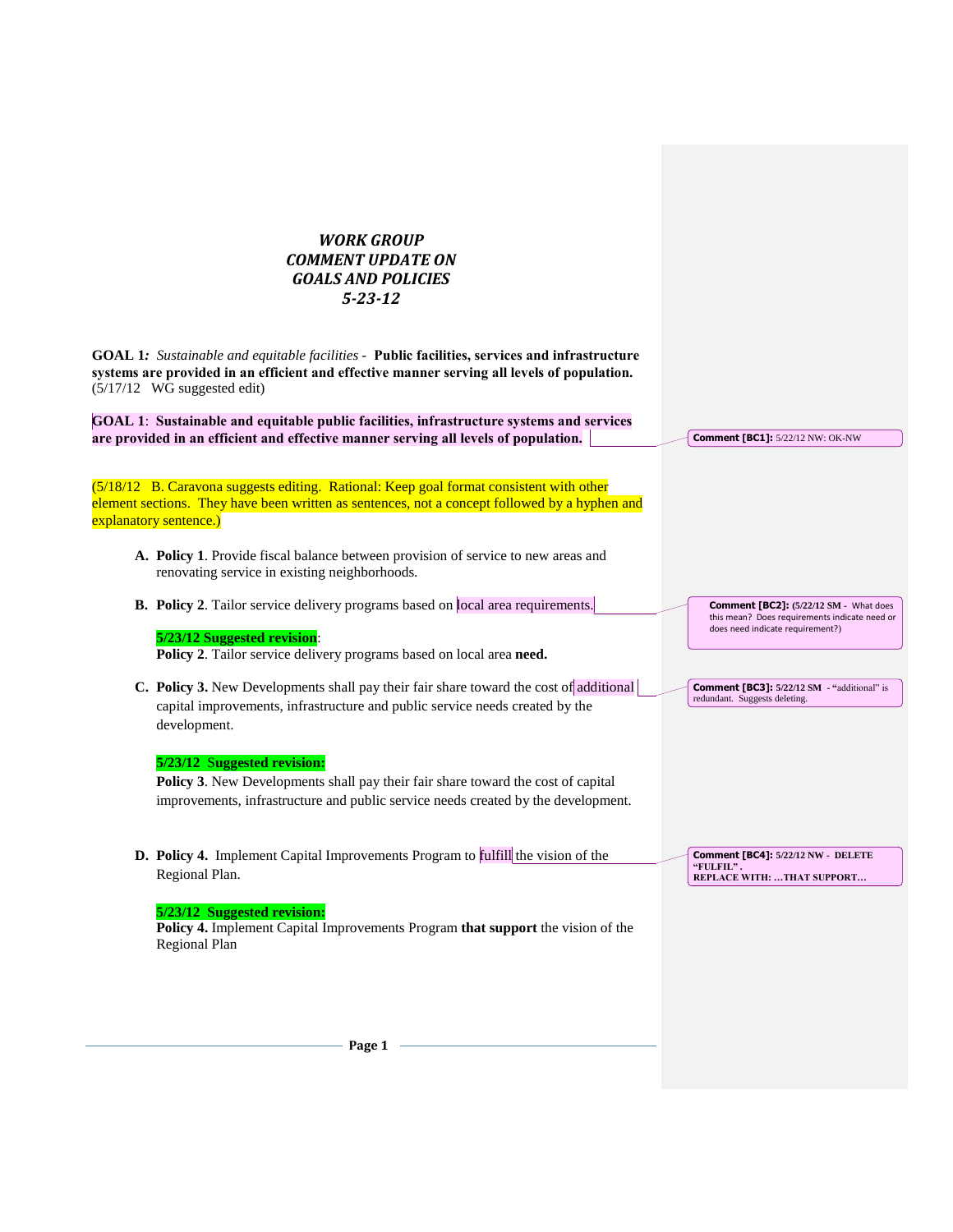# *WORK GROUP COMMENT UPDATE ON GOALS AND POLICIES 5-23-12*

**GOAL 1***: Sustainable and equitable facilities* - **Public facilities, services and infrastructure systems are provided in an efficient and effective manner serving all levels of population.** (5/17/12 WG suggested edit)

**GOAL 1**: **Sustainable and equitable public facilities, infrastructure systems and services are provided in an efficient and effective manner serving all levels of population.**

> **Comment [BC1]:** 5/22/12 NW: OK-NW

(5/18/12 B. Caravona suggests editing. Rational: Keep goal format consistent with other element sections. They have been written as sentences, not a concept followed by a hyphen and explanatory sentence.)

**A. Policy 1**. Provide fiscal balance between provision of service to new areas and renovating service in existing neighborhoods.

**B. Policy 2**. Tailor service delivery programs based on local area requirements.

> **Comment [BC2]:** (5/22/12 SM - What does this mean? Does requirements indicate need or does need indicate requirement?)

**5/23/12 Suggested revision**:
**Policy 2**. Tailor service delivery programs based on local area **need.**

**C. Policy 3.** New Developments shall pay their fair share toward the cost of additional capital improvements, infrastructure and public service needs created by the development.

> **Comment [BC3]:** 5/22/12 SM - "additional" is redundant. Suggests deleting.

**5/23/12 Suggested revision:**
**Policy 3**. New Developments shall pay their fair share toward the cost of capital improvements, infrastructure and public service needs created by the development.

**D. Policy 4.** Implement Capital Improvements Program to fulfill the vision of the Regional Plan.

> **Comment [BC4]:** 5/22/12 NW - DELETE "FULFIL". REPLACE WITH: …THAT SUPPORT…

**5/23/12 Suggested revision:**
**Policy 4.** Implement Capital Improvements Program **that support** the vision of the Regional Plan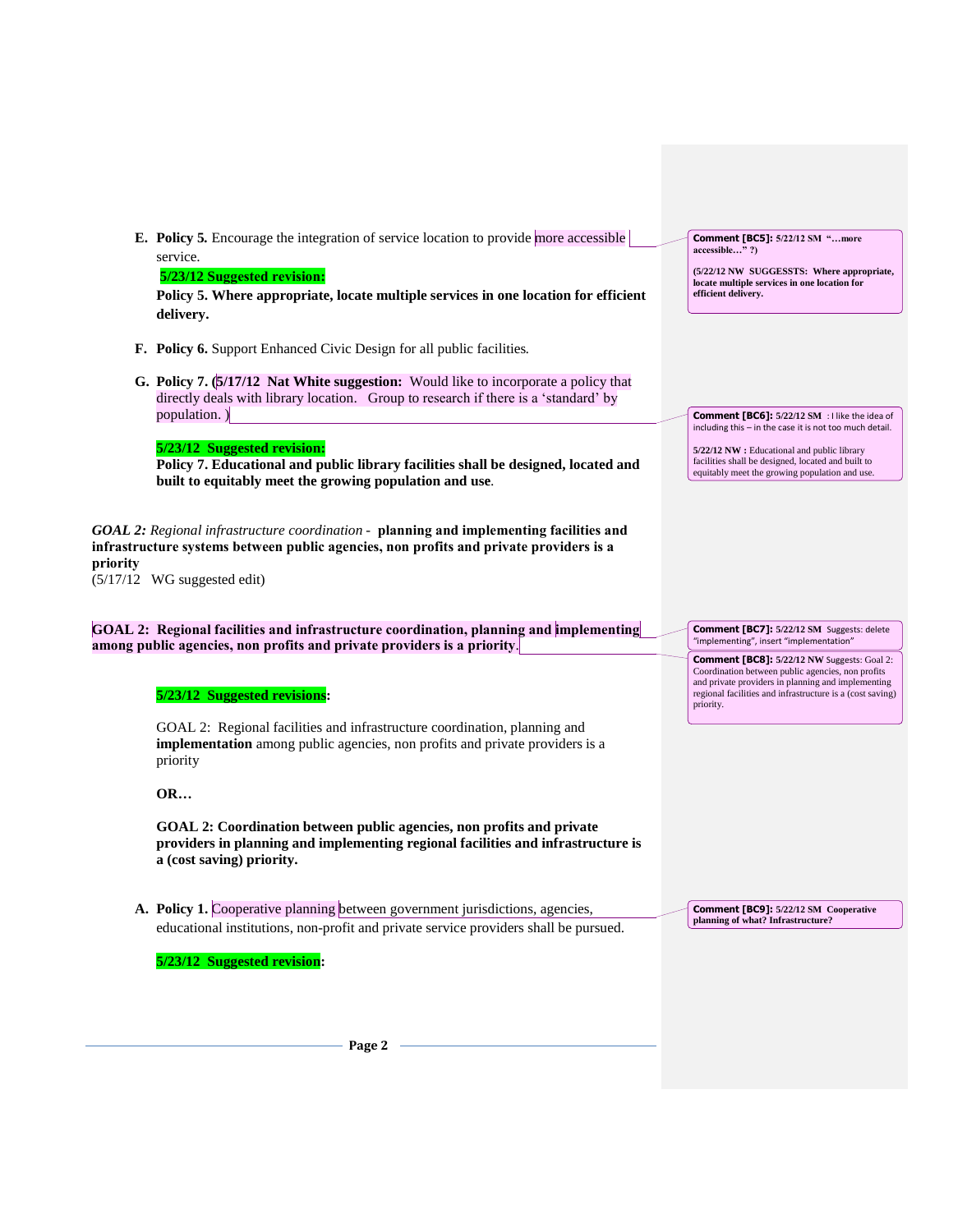E. **Policy 5.** Encourage the integration of service location to provide more accessible service.

**5/23/12 Suggested revision:**

**Policy 5. Where appropriate, locate multiple services in one location for efficient delivery.**

> **Comment [BC5]:** 5/22/12 SM "…more accessible…" ?)
>
> (5/22/12 NW SUGGESSTS: Where appropriate, locate multiple services in one location for efficient delivery.

F. **Policy 6.** Support Enhanced Civic Design for all public facilities.

G. **Policy 7.** (**5/17/12 Nat White suggestion:** Would like to incorporate a policy that directly deals with library location. Group to research if there is a 'standard' by population. )

> **Comment [BC6]:** 5/22/12 SM : I like the idea of including this – in the case it is not too much detail.
>
> 5/22/12 NW : Educational and public library facilities shall be designed, located and built to equitably meet the growing population and use.

**5/23/12 Suggested revision:**

**Policy 7. Educational and public library facilities shall be designed, located and built to equitably meet the growing population and use**.

*GOAL 2: Regional infrastructure coordination* - **planning and implementing facilities and infrastructure systems between public agencies, non profits and private providers is a priority**

(5/17/12 WG suggested edit)

**GOAL 2: Regional facilities and infrastructure coordination, planning and implementing among public agencies, non profits and private providers is a priority**.

> **Comment [BC7]:** 5/22/12 SM Suggests: delete "implementing", insert "implementation"

> **Comment [BC8]:** 5/22/12 NW Suggests: Goal 2: Coordination between public agencies, non profits and private providers in planning and implementing regional facilities and infrastructure is a (cost saving) priority.

**5/23/12 Suggested revisions:**

GOAL 2: Regional facilities and infrastructure coordination, planning and **implementation** among public agencies, non profits and private providers is a priority

**OR…**

**GOAL 2: Coordination between public agencies, non profits and private providers in planning and implementing regional facilities and infrastructure is a (cost saving) priority.**

A. **Policy 1.** Cooperative planning between government jurisdictions, agencies, educational institutions, non-profit and private service providers shall be pursued.

> **Comment [BC9]:** 5/22/12 SM Cooperative planning of what? Infrastructure?

**5/23/12 Suggested revision:**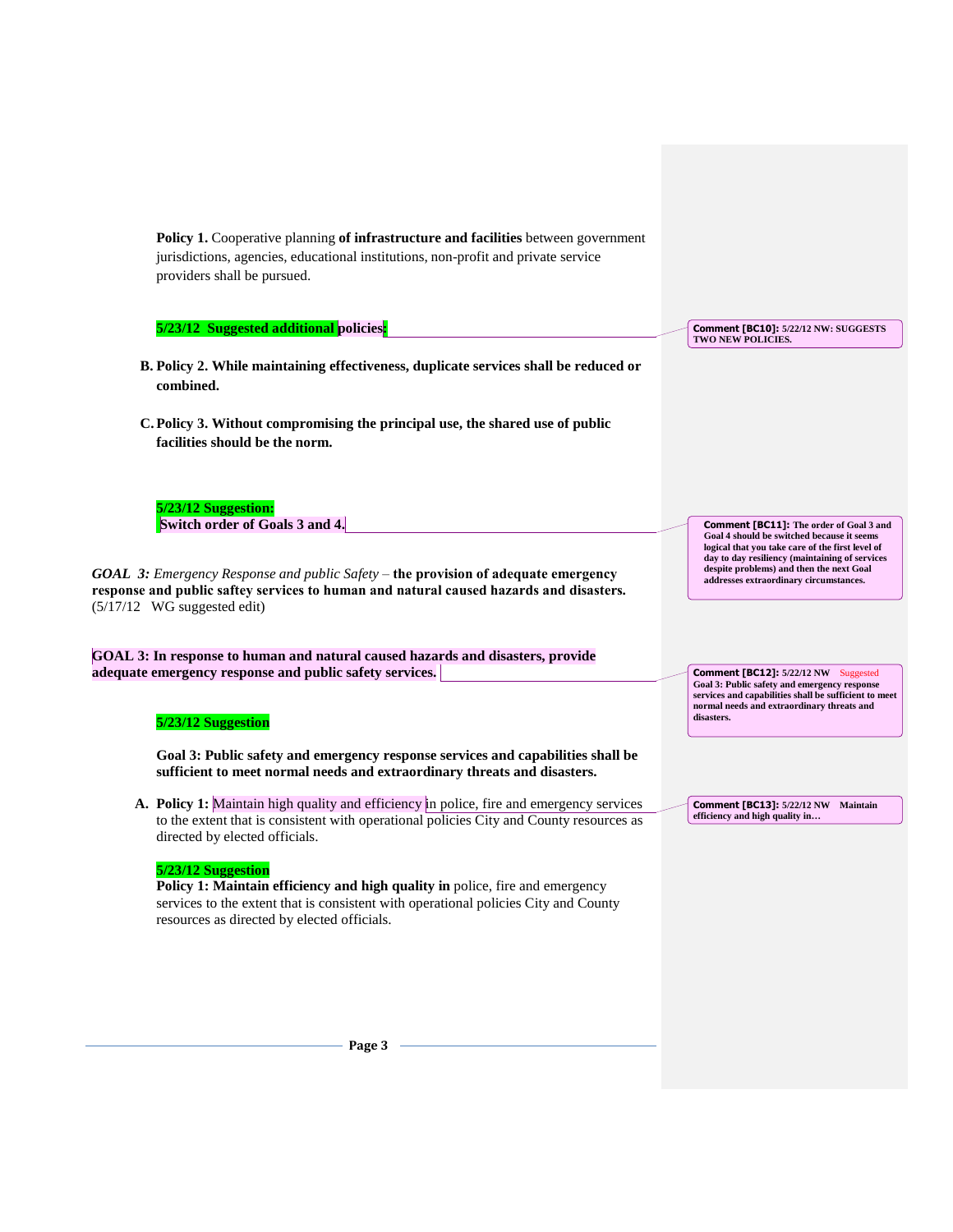**Policy 1.** Cooperative planning **of infrastructure and facilities** between government jurisdictions, agencies, educational institutions, non-profit and private service providers shall be pursued.

**5/23/12 Suggested additional policies:**

> **Comment [BC10]:** 5/22/12 NW: SUGGESTS TWO NEW POLICIES.

B. **Policy 2. While maintaining effectiveness, duplicate services shall be reduced or combined.**

C. **Policy 3. Without compromising the principal use, the shared use of public facilities should be the norm.**

**5/23/12 Suggestion:**
**Switch order of Goals 3 and 4.**

> **Comment [BC11]:** The order of Goal 3 and Goal 4 should be switched because it seems logical that you take care of the first level of day to day resiliency (maintaining of services despite problems) and then the next Goal addresses extraordinary circumstances.

***GOAL 3:*** *Emergency Response and public Safety* – **the provision of adequate emergency response and public saftey services to human and natural caused hazards and disasters.** (5/17/12 WG suggested edit)

**GOAL 3: In response to human and natural caused hazards and disasters, provide adequate emergency response and public safety services.**

> **Comment [BC12]:** 5/22/12 NW Suggested Goal 3: Public safety and emergency response services and capabilities shall be sufficient to meet normal needs and extraordinary threats and disasters.

**5/23/12 Suggestion**

**Goal 3: Public safety and emergency response services and capabilities shall be sufficient to meet normal needs and extraordinary threats and disasters.**

A. **Policy 1:** Maintain high quality and efficiency in police, fire and emergency services to the extent that is consistent with operational policies City and County resources as directed by elected officials.

> **Comment [BC13]:** 5/22/12 NW Maintain efficiency and high quality in…

**5/23/12 Suggestion**
**Policy 1: Maintain efficiency and high quality in** police, fire and emergency services to the extent that is consistent with operational policies City and County resources as directed by elected officials.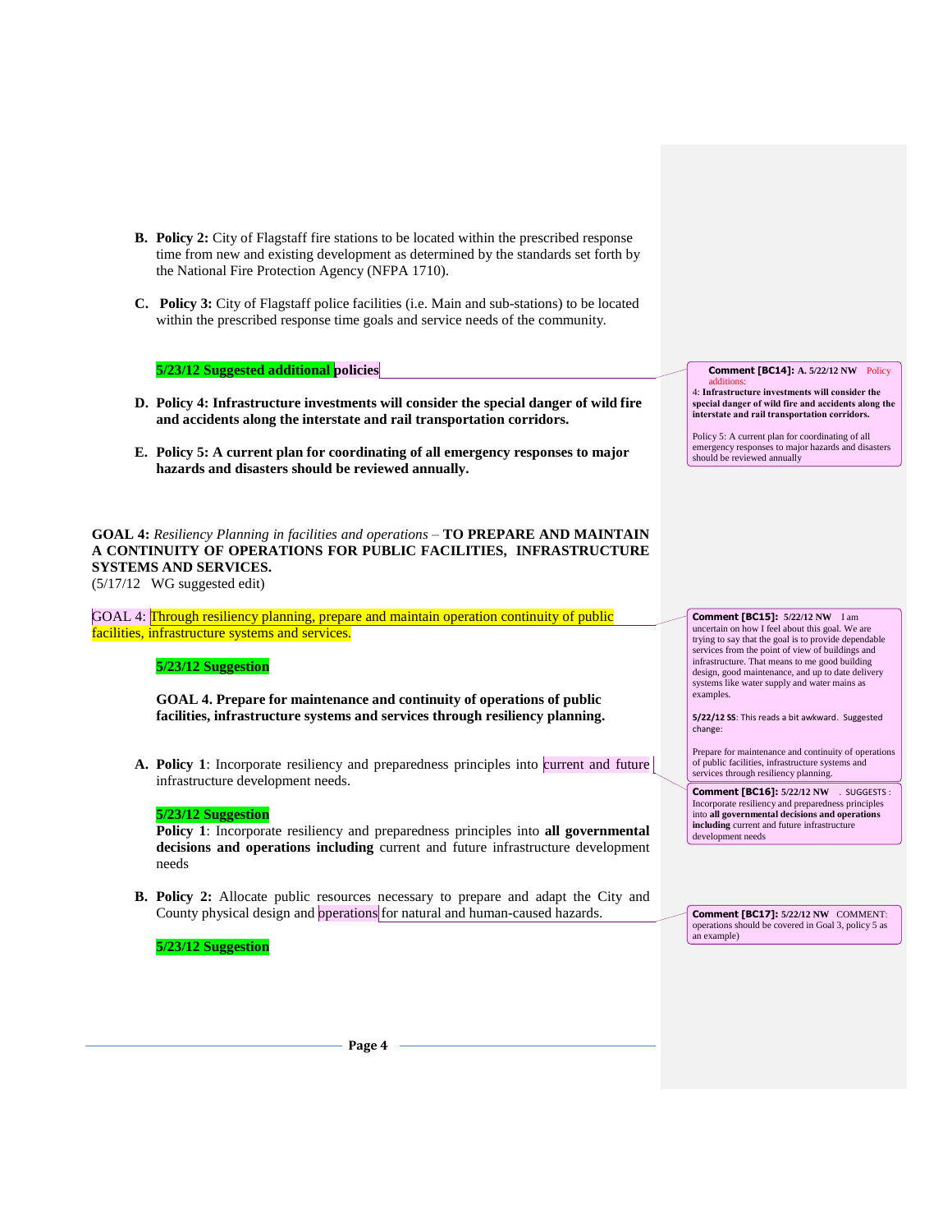**B. Policy 2:** City of Flagstaff fire stations to be located within the prescribed response time from new and existing development as determined by the standards set forth by the National Fire Protection Agency (NFPA 1710).

**C. Policy 3:** City of Flagstaff police facilities (i.e. Main and sub-stations) to be located within the prescribed response time goals and service needs of the community.

**5/23/12 Suggested additional policies**

**D. Policy 4: Infrastructure investments will consider the special danger of wild fire and accidents along the interstate and rail transportation corridors.**

**E. Policy 5: A current plan for coordinating of all emergency responses to major hazards and disasters should be reviewed annually.**

**GOAL 4:** *Resiliency Planning in facilities and operations* – **TO PREPARE AND MAINTAIN A CONTINUITY OF OPERATIONS FOR PUBLIC FACILITIES, INFRASTRUCTURE SYSTEMS AND SERVICES.**
(5/17/12 WG suggested edit)

GOAL 4: Through resiliency planning, prepare and maintain operation continuity of public facilities, infrastructure systems and services.

**5/23/12 Suggestion**

**GOAL 4. Prepare for maintenance and continuity of operations of public facilities, infrastructure systems and services through resiliency planning.**

**A. Policy 1**: Incorporate resiliency and preparedness principles into current and future infrastructure development needs.

**5/23/12 Suggestion**
**Policy 1**: Incorporate resiliency and preparedness principles into **all governmental decisions and operations including** current and future infrastructure development needs

**B. Policy 2:** Allocate public resources necessary to prepare and adapt the City and County physical design and operations for natural and human-caused hazards.

**5/23/12 Suggestion**

---

**Comment [BC14]:** A. 5/22/12 NW Policy additions:
4: **Infrastructure investments will consider the special danger of wild fire and accidents along the interstate and rail transportation corridors.**

Policy 5: A current plan for coordinating of all emergency responses to major hazards and disasters should be reviewed annually

**Comment [BC15]:** 5/22/12 NW I am uncertain on how I feel about this goal. We are trying to say that the goal is to provide dependable services from the point of view of buildings and infrastructure. That means to me good building design, good maintenance, and up to date delivery systems like water supply and water mains as examples.

**5/22/12 SS**: This reads a bit awkward. Suggested change:

Prepare for maintenance and continuity of operations of public facilities, infrastructure systems and services through resiliency planning.

**Comment [BC16]:** 5/22/12 NW . SUGGESTS : Incorporate resiliency and preparedness principles into **all governmental decisions and operations including** current and future infrastructure development needs

**Comment [BC17]:** 5/22/12 NW COMMENT: operations should be covered in Goal 3, policy 5 as an example)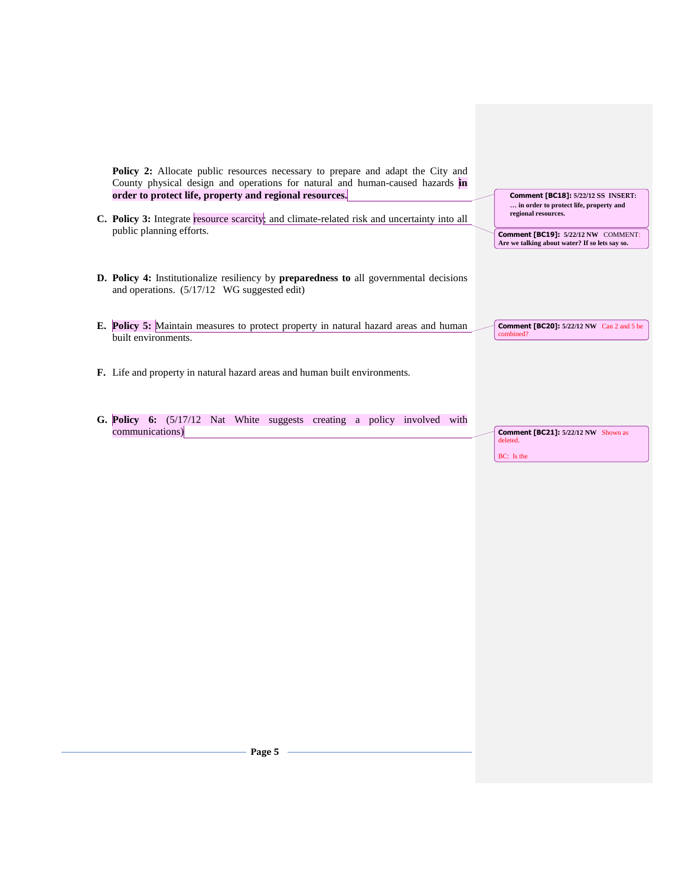**Policy 2:** Allocate public resources necessary to prepare and adapt the City and County physical design and operations for natural and human-caused hazards **in order to protect life, property and regional resources.**

C. **Policy 3:** Integrate resource scarcity; and climate-related risk and uncertainty into all public planning efforts.

D. **Policy 4:** Institutionalize resiliency by **preparedness to** all governmental decisions and operations. (5/17/12 WG suggested edit)

E. **Policy 5:** Maintain measures to protect property in natural hazard areas and human built environments.

F. Life and property in natural hazard areas and human built environments.

G. **Policy 6:** (5/17/12 Nat White suggests creating a policy involved with communications)

**Comment [BC18]:** 5/22/12 SS INSERT: … in order to protect life, property and regional resources.

**Comment [BC19]:** 5/22/12 NW COMMENT: Are we talking about water? If so lets say so.

**Comment [BC20]:** 5/22/12 NW Can 2 and 5 be combined?

**Comment [BC21]:** 5/22/12 NW Shown as deleted.

BC: Is the